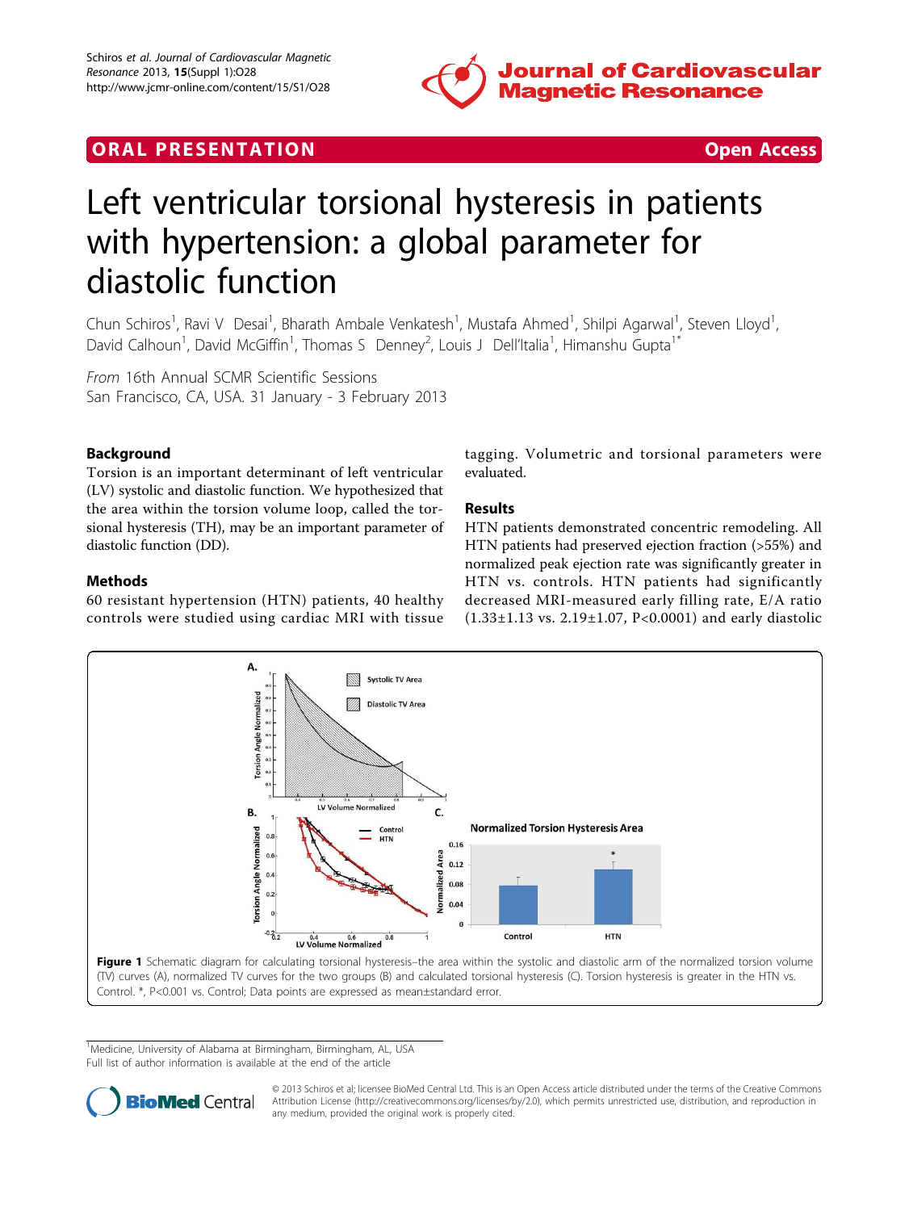ORAL PRESENTATION — Open Access

# Left ventricular torsional hysteresis in patients with hypertension: a global parameter for diastolic function

Chun Schiros[1], Ravi V Desai[1], Bharath Ambale Venkatesh[1], Mustafa Ahmed[1], Shilpi Agarwal[1], Steven Lloyd[1], David Calhoun[1], David McGiffin[1], Thomas S Denney[2], Louis J Dell'Italia[1], Himanshu Gupta[1*]

*From* 16th Annual SCMR Scientific Sessions
San Francisco, CA, USA. 31 January - 3 February 2013

## Background

Torsion is an important determinant of left ventricular (LV) systolic and diastolic function. We hypothesized that the area within the torsion volume loop, called the torsional hysteresis (TH), may be an important parameter of diastolic function (DD).

## Methods

60 resistant hypertension (HTN) patients, 40 healthy controls were studied using cardiac MRI with tissue tagging. Volumetric and torsional parameters were evaluated.

## Results

HTN patients demonstrated concentric remodeling. All HTN patients had preserved ejection fraction (>55%) and normalized peak ejection rate was significantly greater in HTN vs. controls. HTN patients had significantly decreased MRI-measured early filling rate, E/A ratio (1.33±1.13 vs. 2.19±1.07, P<0.0001) and early diastolic

**Figure 1** Schematic diagram for calculating torsional hysteresis–the area within the systolic and diastolic arm of the normalized torsion volume (TV) curves (A), normalized TV curves for the two groups (B) and calculated torsional hysteresis (C). Torsion hysteresis is greater in the HTN vs. Control. *, P<0.001 vs. Control; Data points are expressed as mean±standard error.

[1]Medicine, University of Alabama at Birmingham, Birmingham, AL, USA
Full list of author information is available at the end of the article

© 2013 Schiros et al; licensee BioMed Central Ltd. This is an Open Access article distributed under the terms of the Creative Commons Attribution License (http://creativecommons.org/licenses/by/2.0), which permits unrestricted use, distribution, and reproduction in any medium, provided the original work is properly cited.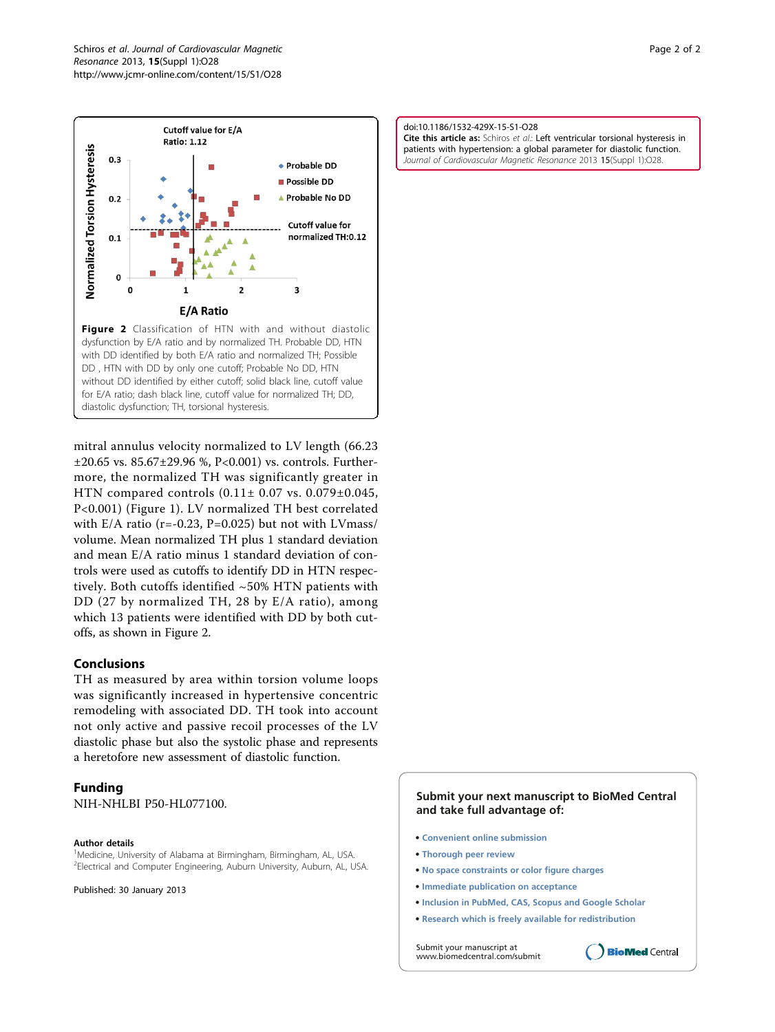Cutoff value for E/A Ratio: 1.12

Normalized Torsion Hysteresis

0.3

0.2

0.1

0

0

1

2

3

E/A Ratio

Probable DD

Possible DD

Probable No DD

Cutoff value for normalized TH:0.12

**Figure 2** Classification of HTN with and without diastolic dysfunction by E/A ratio and by normalized TH. Probable DD, HTN with DD identified by both E/A ratio and normalized TH; Possible DD , HTN with DD by only one cutoff; Probable No DD, HTN without DD identified by either cutoff; solid black line, cutoff value for E/A ratio; dash black line, cutoff value for normalized TH; DD, diastolic dysfunction; TH, torsional hysteresis.

mitral annulus velocity normalized to LV length (66.23 ±20.65 vs. 85.67±29.96 %, P<0.001) vs. controls. Furthermore, the normalized TH was significantly greater in HTN compared controls (0.11± 0.07 vs. 0.079±0.045, P<0.001) (Figure 1). LV normalized TH best correlated with E/A ratio (r=-0.23, P=0.025) but not with LVmass/volume. Mean normalized TH plus 1 standard deviation and mean E/A ratio minus 1 standard deviation of controls were used as cutoffs to identify DD in HTN respectively. Both cutoffs identified ~50% HTN patients with DD (27 by normalized TH, 28 by E/A ratio), among which 13 patients were identified with DD by both cutoffs, as shown in Figure 2.

## Conclusions

TH as measured by area within torsion volume loops was significantly increased in hypertensive concentric remodeling with associated DD. TH took into account not only active and passive recoil processes of the LV diastolic phase but also the systolic phase and represents a heretofore new assessment of diastolic function.

## Funding

NIH-NHLBI P50-HL077100.

### Author details

[1]Medicine, University of Alabama at Birmingham, Birmingham, AL, USA. [2]Electrical and Computer Engineering, Auburn University, Auburn, AL, USA.

Published: 30 January 2013

doi:10.1186/1532-429X-15-S1-O28

**Cite this article as:** Schiros *et al.*: Left ventricular torsional hysteresis in patients with hypertension: a global parameter for diastolic function. *Journal of Cardiovascular Magnetic Resonance* 2013 **15**(Suppl 1):O28.

**Submit your next manuscript to BioMed Central and take full advantage of:**

- Convenient online submission
- Thorough peer review
- No space constraints or color figure charges
- Immediate publication on acceptance
- Inclusion in PubMed, CAS, Scopus and Google Scholar
- Research which is freely available for redistribution

Submit your manuscript at www.biomedcentral.com/submit

BioMed Central